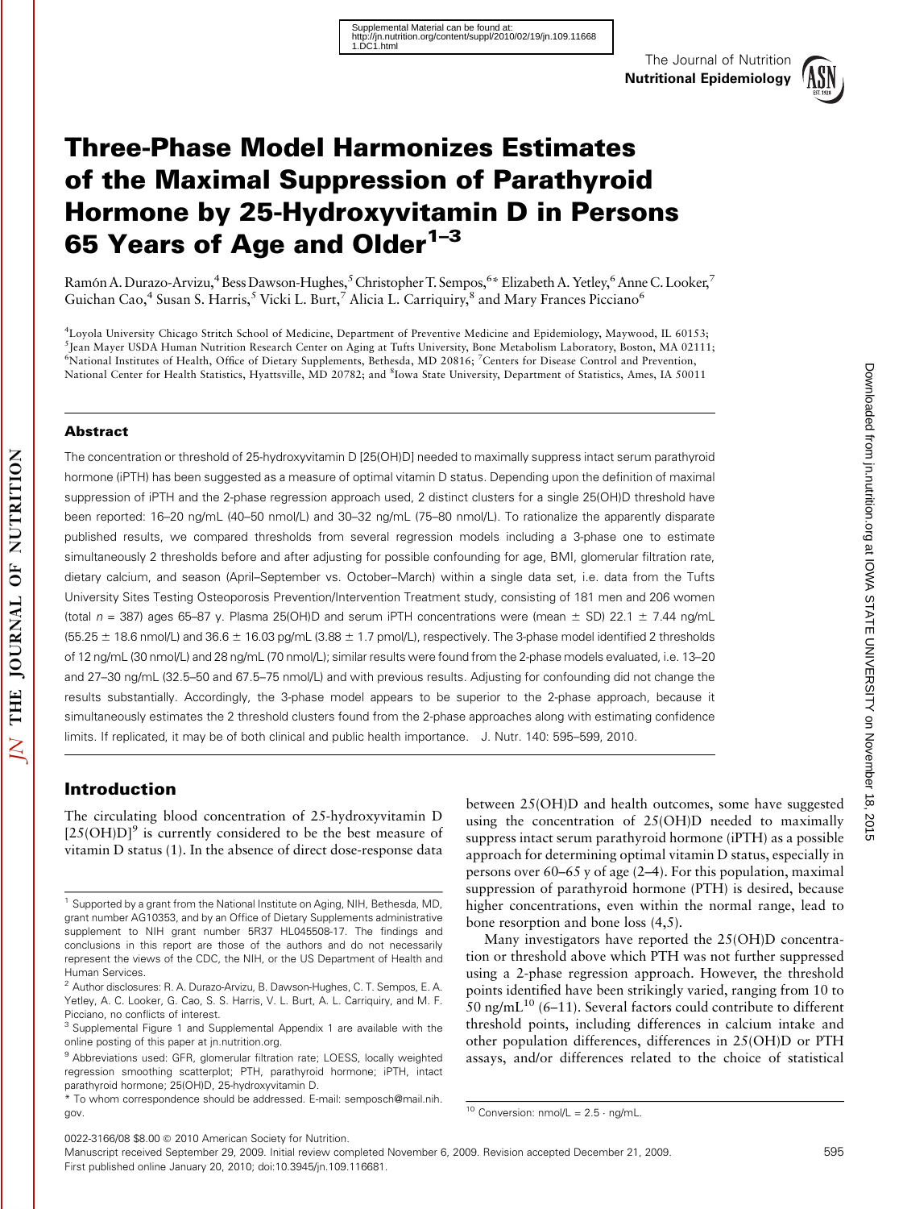# Three-Phase Model Harmonizes Estimates of the Maximal Suppression of Parathyroid Hormone by 25-Hydroxyvitamin D in Persons 65 Years of Age and Older[1–3]

Ramón A. Durazo-Arvizu,[4] Bess Dawson-Hughes,[5] Christopher T. Sempos,[6]* Elizabeth A. Yetley,[6] Anne C. Looker,[7] Guichan Cao,[4] Susan S. Harris,[5] Vicki L. Burt,[7] Alicia L. Carriquiry,[8] and Mary Frances Picciano[6]

[4]Loyola University Chicago Stritch School of Medicine, Department of Preventive Medicine and Epidemiology, Maywood, IL 60153; [5]Jean Mayer USDA Human Nutrition Research Center on Aging at Tufts University, Bone Metabolism Laboratory, Boston, MA 02111; [6]National Institutes of Health, Office of Dietary Supplements, Bethesda, MD 20816; [7]Centers for Disease Control and Prevention, National Center for Health Statistics, Hyattsville, MD 20782; and [8]Iowa State University, Department of Statistics, Ames, IA 50011

## Abstract

The concentration or threshold of 25-hydroxyvitamin D [25(OH)D] needed to maximally suppress intact serum parathyroid hormone (iPTH) has been suggested as a measure of optimal vitamin D status. Depending upon the definition of maximal suppression of iPTH and the 2-phase regression approach used, 2 distinct clusters for a single 25(OH)D threshold have been reported: 16–20 ng/mL (40–50 nmol/L) and 30–32 ng/mL (75–80 nmol/L). To rationalize the apparently disparate published results, we compared thresholds from several regression models including a 3-phase one to estimate simultaneously 2 thresholds before and after adjusting for possible confounding for age, BMI, glomerular filtration rate, dietary calcium, and season (April–September vs. October–March) within a single data set, i.e. data from the Tufts University Sites Testing Osteoporosis Prevention/Intervention Treatment study, consisting of 181 men and 206 women (total $n = 387$) ages 65–87 y. Plasma 25(OH)D and serum iPTH concentrations were (mean $\pm$ SD) 22.1 $\pm$ 7.44 ng/mL (55.25 $\pm$ 18.6 nmol/L) and 36.6 $\pm$ 16.03 pg/mL (3.88 $\pm$ 1.7 pmol/L), respectively. The 3-phase model identified 2 thresholds of 12 ng/mL (30 nmol/L) and 28 ng/mL (70 nmol/L); similar results were found from the 2-phase models evaluated, i.e. 13–20 and 27–30 ng/mL (32.5–50 and 67.5–75 nmol/L) and with previous results. Adjusting for confounding did not change the results substantially. Accordingly, the 3-phase model appears to be superior to the 2-phase approach, because it simultaneously estimates the 2 threshold clusters found from the 2-phase approaches along with estimating confidence limits. If replicated, it may be of both clinical and public health importance. J. Nutr. 140: 595–599, 2010.

## Introduction

The circulating blood concentration of 25-hydroxyvitamin D [25(OH)D][9] is currently considered to be the best measure of vitamin D status (1). In the absence of direct dose-response data between 25(OH)D and health outcomes, some have suggested using the concentration of 25(OH)D needed to maximally suppress intact serum parathyroid hormone (iPTH) as a possible approach for determining optimal vitamin D status, especially in persons over 60–65 y of age (2–4). For this population, maximal suppression of parathyroid hormone (PTH) is desired, because higher concentrations, even within the normal range, lead to bone resorption and bone loss (4,5).

Many investigators have reported the 25(OH)D concentration or threshold above which PTH was not further suppressed using a 2-phase regression approach. However, the threshold points identified have been strikingly varied, ranging from 10 to 50 ng/mL[10] (6–11). Several factors could contribute to different threshold points, including differences in calcium intake and other population differences, differences in 25(OH)D or PTH assays, and/or differences related to the choice of statistical

---

[1] Supported by a grant from the National Institute on Aging, NIH, Bethesda, MD, grant number AG10353, and by an Office of Dietary Supplements administrative supplement to NIH grant number 5R37 HL045508-17. The findings and conclusions in this report are those of the authors and do not necessarily represent the views of the CDC, the NIH, or the US Department of Health and Human Services.

[2] Author disclosures: R. A. Durazo-Arvizu, B. Dawson-Hughes, C. T. Sempos, E. A. Yetley, A. C. Looker, G. Cao, S. S. Harris, V. L. Burt, A. L. Carriquiry, and M. F. Picciano, no conflicts of interest.

[3] Supplemental Figure 1 and Supplemental Appendix 1 are available with the online posting of this paper at jn.nutrition.org.

[9] Abbreviations used: GFR, glomerular filtration rate; LOESS, locally weighted regression smoothing scatterplot; PTH, parathyroid hormone; iPTH, intact parathyroid hormone; 25(OH)D, 25-hydroxyvitamin D.

* To whom correspondence should be addressed. E-mail: semposch@mail.nih.gov.

[10] Conversion: nmol/L = 2.5 · ng/mL.

0022-3166/08 $8.00 © 2010 American Society for Nutrition.
Manuscript received September 29, 2009. Initial review completed November 6, 2009. Revision accepted December 21, 2009.
First published online January 20, 2010; doi:10.3945/jn.109.116681.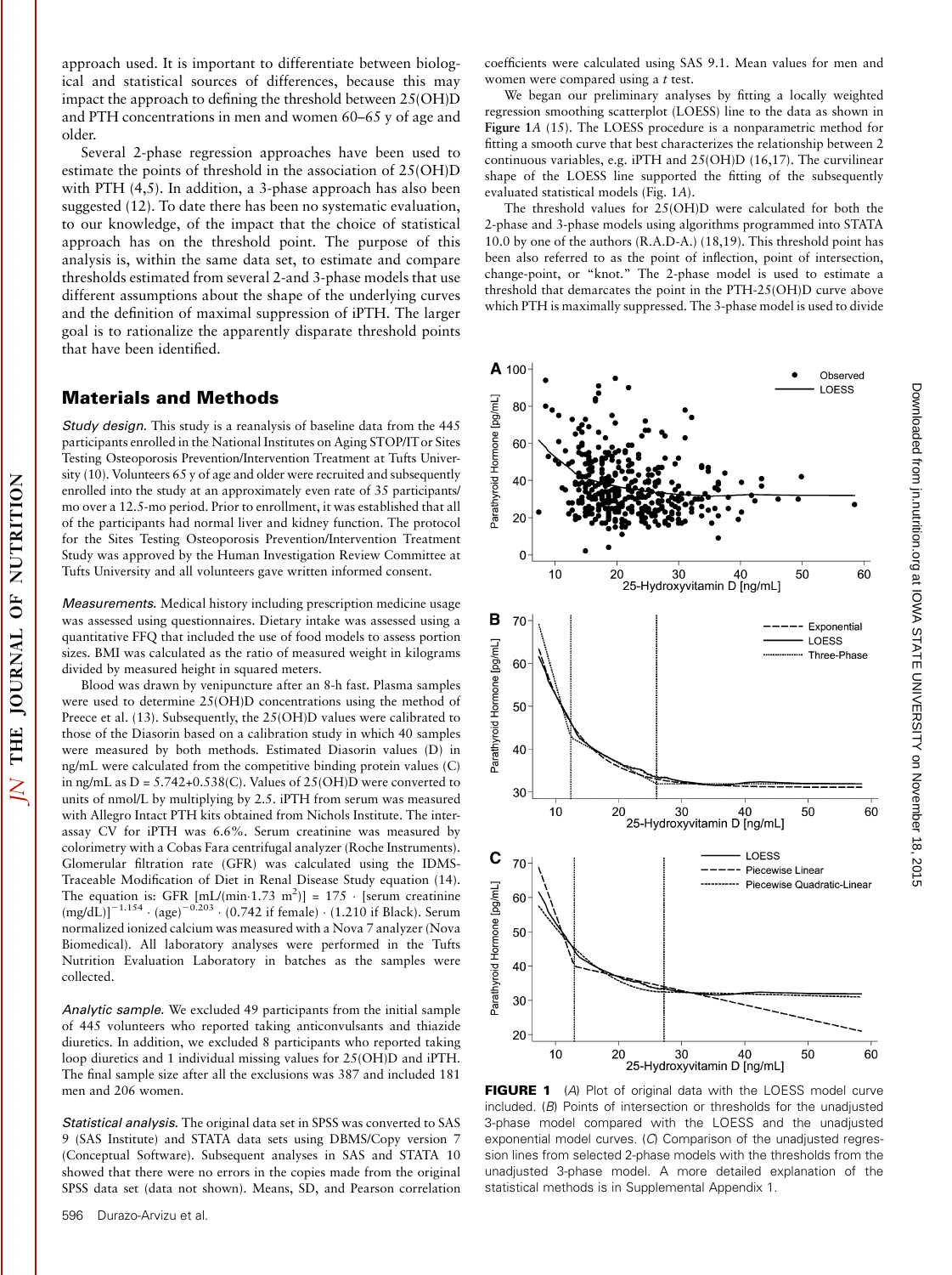approach used. It is important to differentiate between biological and statistical sources of differences, because this may impact the approach to defining the threshold between 25(OH)D and PTH concentrations in men and women 60–65 y of age and older.

Several 2-phase regression approaches have been used to estimate the points of threshold in the association of 25(OH)D with PTH (4,5). In addition, a 3-phase approach has also been suggested (12). To date there has been no systematic evaluation, to our knowledge, of the impact that the choice of statistical approach has on the threshold point. The purpose of this analysis is, within the same data set, to estimate and compare thresholds estimated from several 2-and 3-phase models that use different assumptions about the shape of the underlying curves and the definition of maximal suppression of iPTH. The larger goal is to rationalize the apparently disparate threshold points that have been identified.

## Materials and Methods

*Study design.* This study is a reanalysis of baseline data from the 445 participants enrolled in the National Institutes on Aging STOP/IT or Sites Testing Osteoporosis Prevention/Intervention Treatment at Tufts University (10). Volunteers 65 y of age and older were recruited and subsequently enrolled into the study at an approximately even rate of 35 participants/mo over a 12.5-mo period. Prior to enrollment, it was established that all of the participants had normal liver and kidney function. The protocol for the Sites Testing Osteoporosis Prevention/Intervention Treatment Study was approved by the Human Investigation Review Committee at Tufts University and all volunteers gave written informed consent.

*Measurements.* Medical history including prescription medicine usage was assessed using questionnaires. Dietary intake was assessed using a quantitative FFQ that included the use of food models to assess portion sizes. BMI was calculated as the ratio of measured weight in kilograms divided by measured height in squared meters.

Blood was drawn by venipuncture after an 8-h fast. Plasma samples were used to determine 25(OH)D concentrations using the method of Preece et al. (13). Subsequently, the 25(OH)D values were calibrated to those of the Diasorin based on a calibration study in which 40 samples were measured by both methods. Estimated Diasorin values (D) in ng/mL were calculated from the competitive binding protein values (C) in ng/mL as $D = 5.742+0.538(C)$. Values of 25(OH)D were converted to units of nmol/L by multiplying by 2.5. iPTH from serum was measured with Allegro Intact PTH kits obtained from Nichols Institute. The interassay CV for iPTH was 6.6%. Serum creatinine was measured by colorimetry with a Cobas Fara centrifugal analyzer (Roche Instruments). Glomerular filtration rate (GFR) was calculated using the IDMS-Traceable Modification of Diet in Renal Disease Study equation (14). The equation is: GFR [mL/(min·1.73 m$^2$)] = 175 · [serum creatinine (mg/dL)]$^{-1.154}$ · (age)$^{-0.203}$ · (0.742 if female) · (1.210 if Black). Serum normalized ionized calcium was measured with a Nova 7 analyzer (Nova Biomedical). All laboratory analyses were performed in the Tufts Nutrition Evaluation Laboratory in batches as the samples were collected.

*Analytic sample.* We excluded 49 participants from the initial sample of 445 volunteers who reported taking anticonvulsants and thiazide diuretics. In addition, we excluded 8 participants who reported taking loop diuretics and 1 individual missing values for 25(OH)D and iPTH. The final sample size after all the exclusions was 387 and included 181 men and 206 women.

*Statistical analysis.* The original data set in SPSS was converted to SAS 9 (SAS Institute) and STATA data sets using DBMS/Copy version 7 (Conceptual Software). Subsequent analyses in SAS and STATA 10 showed that there were no errors in the copies made from the original SPSS data set (data not shown). Means, SD, and Pearson correlation coefficients were calculated using SAS 9.1. Mean values for men and women were compared using a *t* test.

We began our preliminary analyses by fitting a locally weighted regression smoothing scatterplot (LOESS) line to the data as shown in **Figure 1***A* (15). The LOESS procedure is a nonparametric method for fitting a smooth curve that best characterizes the relationship between 2 continuous variables, e.g. iPTH and 25(OH)D (16,17). The curvilinear shape of the LOESS line supported the fitting of the subsequently evaluated statistical models (Fig. 1*A*).

The threshold values for 25(OH)D were calculated for both the 2-phase and 3-phase models using algorithms programmed into STATA 10.0 by one of the authors (R.A.D-A.) (18,19). This threshold point has been also referred to as the point of inflection, point of intersection, change-point, or "knot." The 2-phase model is used to estimate a threshold that demarcates the point in the PTH-25(OH)D curve above which PTH is maximally suppressed. The 3-phase model is used to divide

**FIGURE 1** (*A*) Plot of original data with the LOESS model curve included. (*B*) Points of intersection or thresholds for the unadjusted 3-phase model compared with the LOESS and the unadjusted exponential model curves. (*C*) Comparison of the unadjusted regression lines from selected 2-phase models with the thresholds from the unadjusted 3-phase model. A more detailed explanation of the statistical methods is in Supplemental Appendix 1.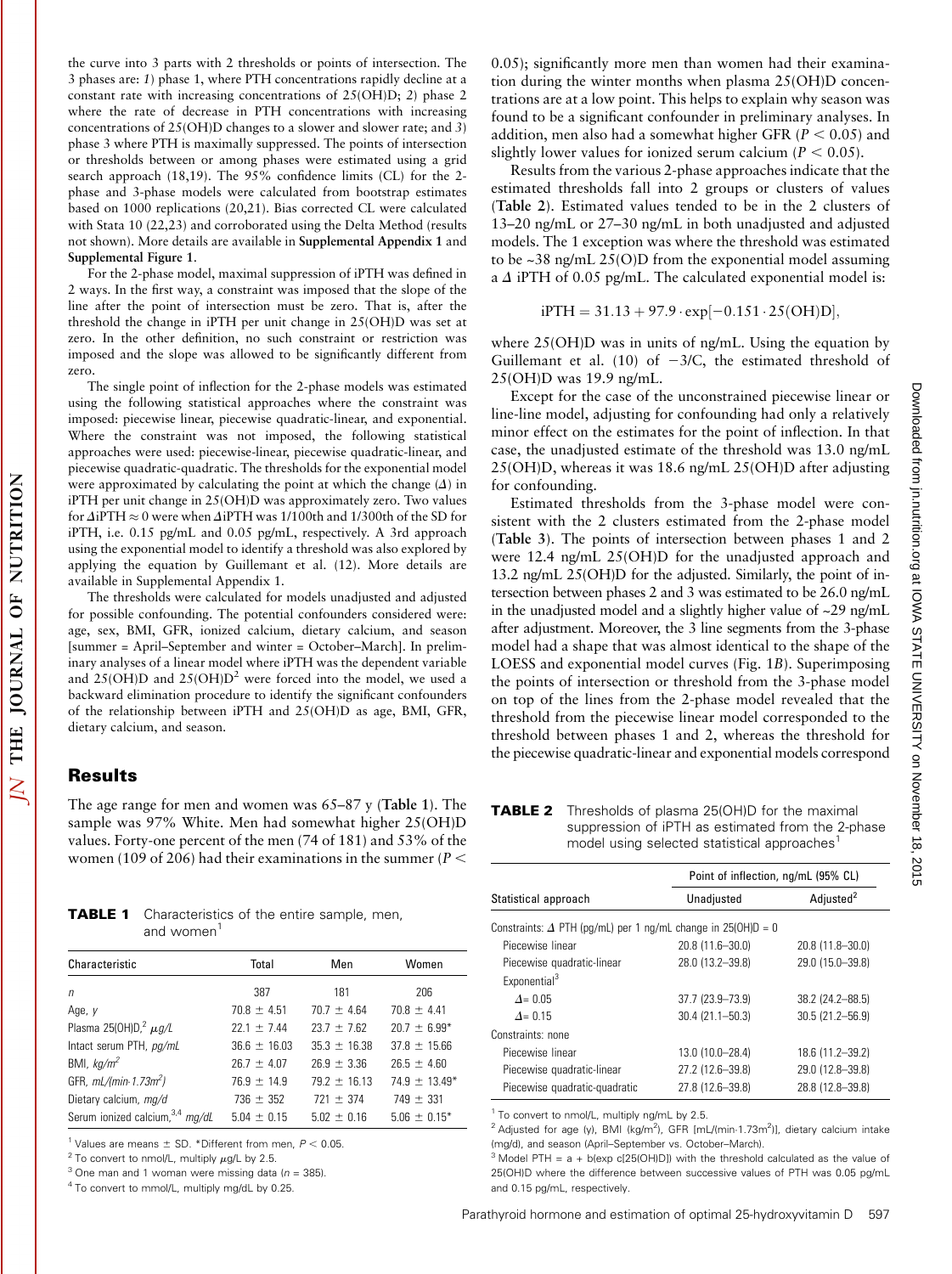the curve into 3 parts with 2 thresholds or points of intersection. The 3 phases are: *1*) phase 1, where PTH concentrations rapidly decline at a constant rate with increasing concentrations of 25(OH)D; *2*) phase 2 where the rate of decrease in PTH concentrations with increasing concentrations of 25(OH)D changes to a slower and slower rate; and *3*) phase 3 where PTH is maximally suppressed. The points of intersection or thresholds between or among phases were estimated using a grid search approach (18,19). The 95% confidence limits (CL) for the 2-phase and 3-phase models were calculated from bootstrap estimates based on 1000 replications (20,21). Bias corrected CL were calculated with Stata 10 (22,23) and corroborated using the Delta Method (results not shown). More details are available in **Supplemental Appendix 1** and **Supplemental Figure 1**.

For the 2-phase model, maximal suppression of iPTH was defined in 2 ways. In the first way, a constraint was imposed that the slope of the line after the point of intersection must be zero. That is, after the threshold the change in iPTH per unit change in 25(OH)D was set at zero. In the other definition, no such constraint or restriction was imposed and the slope was allowed to be significantly different from zero.

The single point of inflection for the 2-phase models was estimated using the following statistical approaches where the constraint was imposed: piecewise linear, piecewise quadratic-linear, and exponential. Where the constraint was not imposed, the following statistical approaches were used: piecewise-linear, piecewise quadratic-linear, and piecewise quadratic-quadratic. The thresholds for the exponential model were approximated by calculating the point at which the change ($\Delta$) in iPTH per unit change in 25(OH)D was approximately zero. Two values for $\Delta$iPTH $\approx 0$ were when $\Delta$iPTH was 1/100th and 1/300th of the SD for iPTH, i.e. 0.15 pg/mL and 0.05 pg/mL, respectively. A 3rd approach using the exponential model to identify a threshold was also explored by applying the equation by Guillemant et al. (12). More details are available in Supplemental Appendix 1.

The thresholds were calculated for models unadjusted and adjusted for possible confounding. The potential confounders considered were: age, sex, BMI, GFR, ionized calcium, dietary calcium, and season [summer = April–September and winter = October–March]. In preliminary analyses of a linear model where iPTH was the dependent variable and 25(OH)D and 25(OH)D$^2$ were forced into the model, we used a backward elimination procedure to identify the significant confounders of the relationship between iPTH and 25(OH)D as age, BMI, GFR, dietary calcium, and season.

## Results

The age range for men and women was 65–87 y (**Table 1**). The sample was 97% White. Men had somewhat higher 25(OH)D values. Forty-one percent of the men (74 of 181) and 53% of the women (109 of 206) had their examinations in the summer ($P <$ 0.05); significantly more men than women had their examination during the winter months when plasma 25(OH)D concentrations are at a low point. This helps to explain why season was found to be a significant confounder in preliminary analyses. In addition, men also had a somewhat higher GFR ($P < 0.05$) and slightly lower values for ionized serum calcium ($P < 0.05$).

**TABLE 1** Characteristics of the entire sample, men, and women[1]

| Characteristic | Total | Men | Women |
|---|---|---|---|
| *n* | 387 | 181 | 206 |
| Age, *y* | 70.8 ± 4.51 | 70.7 ± 4.64 | 70.8 ± 4.41 |
| Plasma 25(OH)D,[2] *μg/L* | 22.1 ± 7.44 | 23.7 ± 7.62 | 20.7 ± 6.99* |
| Intact serum PTH, *pg/mL* | 36.6 ± 16.03 | 35.3 ± 16.38 | 37.8 ± 15.66 |
| BMI, *kg/m²* | 26.7 ± 4.07 | 26.9 ± 3.36 | 26.5 ± 4.60 |
| GFR, *mL/(min·1.73m²)* | 76.9 ± 14.9 | 79.2 ± 16.13 | 74.9 ± 13.49* |
| Dietary calcium, *mg/d* | 736 ± 352 | 721 ± 374 | 749 ± 331 |
| Serum ionized calcium,[3,4] *mg/dL* | 5.04 ± 0.15 | 5.02 ± 0.16 | 5.06 ± 0.15* |

[1] Values are means ± SD. *Different from men, $P < 0.05$.
[2] To convert to nmol/L, multiply μg/L by 2.5.
[3] One man and 1 woman were missing data ($n = 385$).
[4] To convert to mmol/L, multiply mg/dL by 0.25.

Results from the various 2-phase approaches indicate that the estimated thresholds fall into 2 groups or clusters of values (**Table 2**). Estimated values tended to be in the 2 clusters of 13–20 ng/mL or 27–30 ng/mL in both unadjusted and adjusted models. The 1 exception was where the threshold was estimated to be ~38 ng/mL 25(O)D from the exponential model assuming a $\Delta$ iPTH of 0.05 pg/mL. The calculated exponential model is:

$$\text{iPTH} = 31.13 + 97.9 \cdot \exp[-0.151 \cdot 25(\text{OH})\text{D}],$$

where 25(OH)D was in units of ng/mL. Using the equation by Guillemant et al. (10) of $-3/C$, the estimated threshold of 25(OH)D was 19.9 ng/mL.

Except for the case of the unconstrained piecewise linear or line-line model, adjusting for confounding had only a relatively minor effect on the estimates for the point of inflection. In that case, the unadjusted estimate of the threshold was 13.0 ng/mL 25(OH)D, whereas it was 18.6 ng/mL 25(OH)D after adjusting for confounding.

Estimated thresholds from the 3-phase model were consistent with the 2 clusters estimated from the 2-phase model (**Table 3**). The points of intersection between phases 1 and 2 were 12.4 ng/mL 25(OH)D for the unadjusted approach and 13.2 ng/mL 25(OH)D for the adjusted. Similarly, the point of intersection between phases 2 and 3 was estimated to be 26.0 ng/mL in the unadjusted model and a slightly higher value of ~29 ng/mL after adjustment. Moreover, the 3 line segments from the 3-phase model had a shape that was almost identical to the shape of the LOESS and exponential model curves (Fig. 1*B*). Superimposing the points of intersection or threshold from the 3-phase model on top of the lines from the 2-phase model revealed that the threshold from the piecewise linear model corresponded to the threshold between phases 1 and 2, whereas the threshold for the piecewise quadratic-linear and exponential models correspond

**TABLE 2** Thresholds of plasma 25(OH)D for the maximal suppression of iPTH as estimated from the 2-phase model using selected statistical approaches[1]

| Statistical approach | Point of inflection, ng/mL (95% CL) Unadjusted | Adjusted[2] |
|---|---|---|
| Constraints: $\Delta$ PTH (pg/mL) per 1 ng/mL change in 25(OH)D = 0 | | |
| Piecewise linear | 20.8 (11.6–30.0) | 20.8 (11.8–30.0) |
| Piecewise quadratic-linear | 28.0 (13.2–39.8) | 29.0 (15.0–39.8) |
| Exponential[3] | | |
| $\Delta$= 0.05 | 37.7 (23.9–73.9) | 38.2 (24.2–88.5) |
| $\Delta$= 0.15 | 30.4 (21.1–50.3) | 30.5 (21.2–56.9) |
| Constraints: none | | |
| Piecewise linear | 13.0 (10.0–28.4) | 18.6 (11.2–39.2) |
| Piecewise quadratic-linear | 27.2 (12.6–39.8) | 29.0 (12.8–39.8) |
| Piecewise quadratic-quadratic | 27.8 (12.6–39.8) | 28.8 (12.8–39.8) |

[1] To convert to nmol/L, multiply ng/mL by 2.5.
[2] Adjusted for age (y), BMI (kg/m²), GFR [mL/(min·1.73m²)], dietary calcium intake (mg/d), and season (April–September vs. October–March).
[3] Model PTH = a + b(exp c[25(OH)D]) with the threshold calculated as the value of 25(OH)D where the difference between successive values of PTH was 0.05 pg/mL and 0.15 pg/mL, respectively.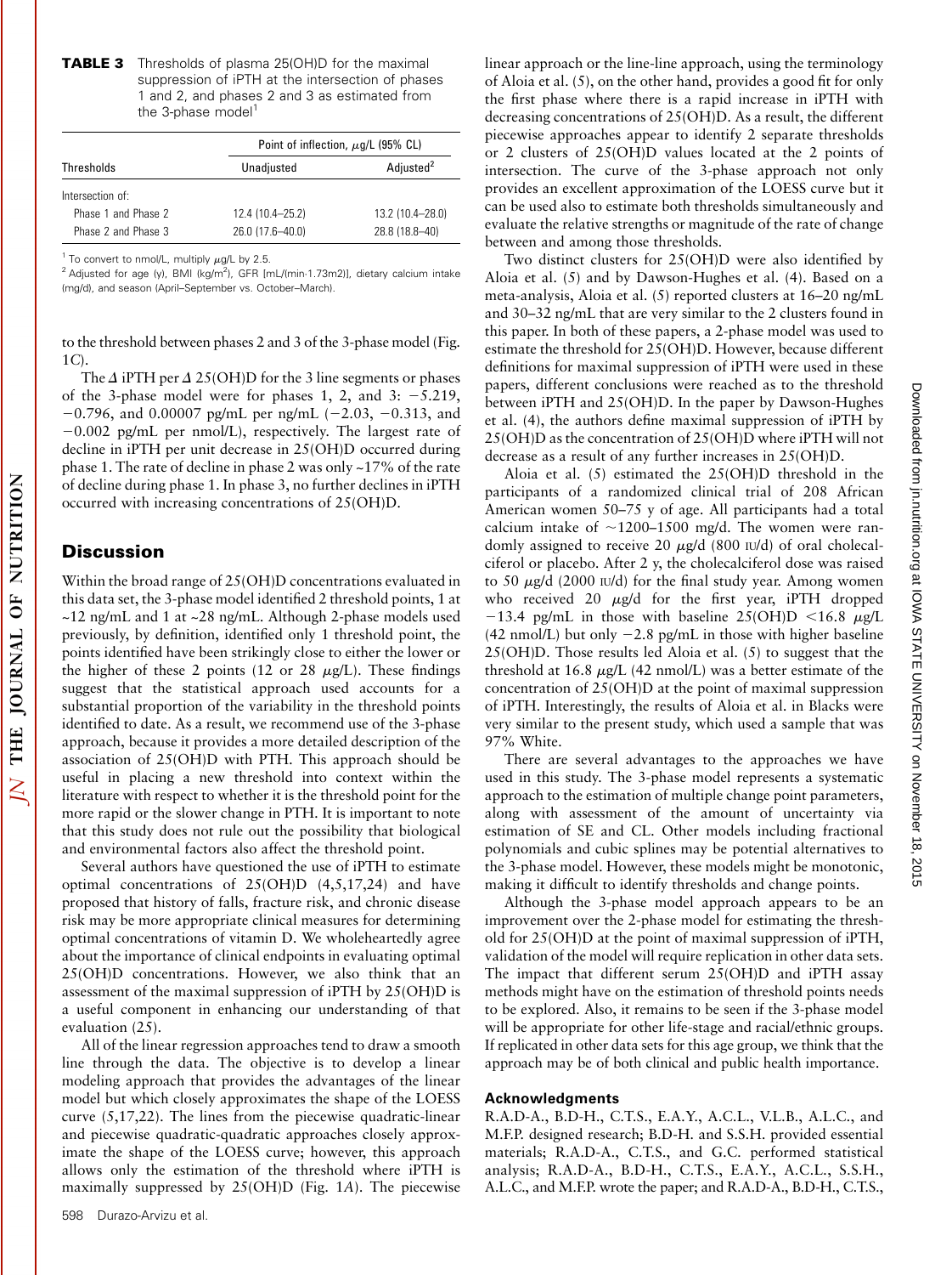**TABLE 3** Thresholds of plasma 25(OH)D for the maximal suppression of iPTH at the intersection of phases 1 and 2, and phases 2 and 3 as estimated from the 3-phase model[1]

| Thresholds | Point of inflection, μg/L (95% CL) | |
|---|---|---|
| | Unadjusted | Adjusted[2] |
| Intersection of: | | |
| Phase 1 and Phase 2 | 12.4 (10.4–25.2) | 13.2 (10.4–28.0) |
| Phase 2 and Phase 3 | 26.0 (17.6–40.0) | 28.8 (18.8–40) |

[1] To convert to nmol/L, multiply μg/L by 2.5.
[2] Adjusted for age (y), BMI (kg/m²), GFR [mL/(min·1.73m2)], dietary calcium intake (mg/d), and season (April–September vs. October–March).

to the threshold between phases 2 and 3 of the 3-phase model (Fig. 1*C*).

The Δ iPTH per Δ 25(OH)D for the 3 line segments or phases of the 3-phase model were for phases 1, 2, and 3: −5.219, −0.796, and 0.00007 pg/mL per ng/mL (−2.03, −0.313, and −0.002 pg/mL per nmol/L), respectively. The largest rate of decline in iPTH per unit decrease in 25(OH)D occurred during phase 1. The rate of decline in phase 2 was only ~17% of the rate of decline during phase 1. In phase 3, no further declines in iPTH occurred with increasing concentrations of 25(OH)D.

## Discussion

Within the broad range of 25(OH)D concentrations evaluated in this data set, the 3-phase model identified 2 threshold points, 1 at ~12 ng/mL and 1 at ~28 ng/mL. Although 2-phase models used previously, by definition, identified only 1 threshold point, the points identified have been strikingly close to either the lower or the higher of these 2 points (12 or 28 μg/L). These findings suggest that the statistical approach used accounts for a substantial proportion of the variability in the threshold points identified to date. As a result, we recommend use of the 3-phase approach, because it provides a more detailed description of the association of 25(OH)D with PTH. This approach should be useful in placing a new threshold into context within the literature with respect to whether it is the threshold point for the more rapid or the slower change in PTH. It is important to note that this study does not rule out the possibility that biological and environmental factors also affect the threshold point.

Several authors have questioned the use of iPTH to estimate optimal concentrations of 25(OH)D (4,5,17,24) and have proposed that history of falls, fracture risk, and chronic disease risk may be more appropriate clinical measures for determining optimal concentrations of vitamin D. We wholeheartedly agree about the importance of clinical endpoints in evaluating optimal 25(OH)D concentrations. However, we also think that an assessment of the maximal suppression of iPTH by 25(OH)D is a useful component in enhancing our understanding of that evaluation (25).

All of the linear regression approaches tend to draw a smooth line through the data. The objective is to develop a linear modeling approach that provides the advantages of the linear model but which closely approximates the shape of the LOESS curve (5,17,22). The lines from the piecewise quadratic-linear and piecewise quadratic-quadratic approaches closely approximate the shape of the LOESS curve; however, this approach allows only the estimation of the threshold where iPTH is maximally suppressed by 25(OH)D (Fig. 1*A*). The piecewise linear approach or the line-line approach, using the terminology of Aloia et al. (5), on the other hand, provides a good fit for only the first phase where there is a rapid increase in iPTH with decreasing concentrations of 25(OH)D. As a result, the different piecewise approaches appear to identify 2 separate thresholds or 2 clusters of 25(OH)D values located at the 2 points of intersection. The curve of the 3-phase approach not only provides an excellent approximation of the LOESS curve but it can be used also to estimate both thresholds simultaneously and evaluate the relative strengths or magnitude of the rate of change between and among those thresholds.

Two distinct clusters for 25(OH)D were also identified by Aloia et al. (5) and by Dawson-Hughes et al. (4). Based on a meta-analysis, Aloia et al. (5) reported clusters at 16–20 ng/mL and 30–32 ng/mL that are very similar to the 2 clusters found in this paper. In both of these papers, a 2-phase model was used to estimate the threshold for 25(OH)D. However, because different definitions for maximal suppression of iPTH were used in these papers, different conclusions were reached as to the threshold between iPTH and 25(OH)D. In the paper by Dawson-Hughes et al. (4), the authors define maximal suppression of iPTH by 25(OH)D as the concentration of 25(OH)D where iPTH will not decrease as a result of any further increases in 25(OH)D.

Aloia et al. (5) estimated the 25(OH)D threshold in the participants of a randomized clinical trial of 208 African American women 50–75 y of age. All participants had a total calcium intake of ~1200–1500 mg/d. The women were randomly assigned to receive 20 μg/d (800 IU/d) of oral cholecalciferol or placebo. After 2 y, the cholecalciferol dose was raised to 50 μg/d (2000 IU/d) for the final study year. Among women who received 20 μg/d for the first year, iPTH dropped −13.4 pg/mL in those with baseline 25(OH)D <16.8 μg/L (42 nmol/L) but only −2.8 pg/mL in those with higher baseline 25(OH)D. Those results led Aloia et al. (5) to suggest that the threshold at 16.8 μg/L (42 nmol/L) was a better estimate of the concentration of 25(OH)D at the point of maximal suppression of iPTH. Interestingly, the results of Aloia et al. in Blacks were very similar to the present study, which used a sample that was 97% White.

There are several advantages to the approaches we have used in this study. The 3-phase model represents a systematic approach to the estimation of multiple change point parameters, along with assessment of the amount of uncertainty via estimation of SE and CL. Other models including fractional polynomials and cubic splines may be potential alternatives to the 3-phase model. However, these models might be monotonic, making it difficult to identify thresholds and change points.

Although the 3-phase model approach appears to be an improvement over the 2-phase model for estimating the threshold for 25(OH)D at the point of maximal suppression of iPTH, validation of the model will require replication in other data sets. The impact that different serum 25(OH)D and iPTH assay methods might have on the estimation of threshold points needs to be explored. Also, it remains to be seen if the 3-phase model will be appropriate for other life-stage and racial/ethnic groups. If replicated in other data sets for this age group, we think that the approach may be of both clinical and public health importance.

#### Acknowledgments

R.A.D-A., B.D-H., C.T.S., E.A.Y., A.C.L., V.L.B., A.L.C., and M.F.P. designed research; B.D-H. and S.S.H. provided essential materials; R.A.D-A., C.T.S., and G.C. performed statistical analysis; R.A.D-A., B.D-H., C.T.S., E.A.Y., A.C.L., S.S.H., A.L.C., and M.F.P. wrote the paper; and R.A.D-A., B.D-H., C.T.S.,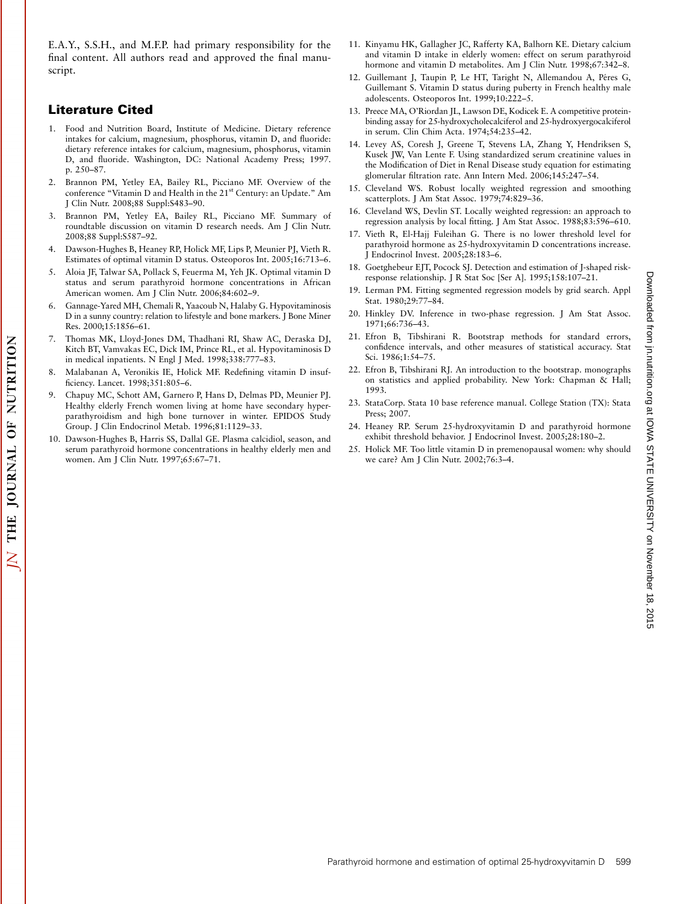E.A.Y., S.S.H., and M.F.P. had primary responsibility for the final content. All authors read and approved the final manuscript.

## Literature Cited

1. Food and Nutrition Board, Institute of Medicine. Dietary reference intakes for calcium, magnesium, phosphorus, vitamin D, and fluoride: dietary reference intakes for calcium, magnesium, phosphorus, vitamin D, and fluoride. Washington, DC: National Academy Press; 1997. p. 250–87.
2. Brannon PM, Yetley EA, Bailey RL, Picciano MF. Overview of the conference "Vitamin D and Health in the 21st Century: an Update." Am J Clin Nutr. 2008;88 Suppl:S483–90.
3. Brannon PM, Yetley EA, Bailey RL, Picciano MF. Summary of roundtable discussion on vitamin D research needs. Am J Clin Nutr. 2008;88 Suppl:S587–92.
4. Dawson-Hughes B, Heaney RP, Holick MF, Lips P, Meunier PJ, Vieth R. Estimates of optimal vitamin D status. Osteoporos Int. 2005;16:713–6.
5. Aloia JF, Talwar SA, Pollack S, Feuerma M, Yeh JK. Optimal vitamin D status and serum parathyroid hormone concentrations in African American women. Am J Clin Nutr. 2006;84:602–9.
6. Gannage-Yared MH, Chemali R, Yaacoub N, Halaby G. Hypovitaminosis D in a sunny country: relation to lifestyle and bone markers. J Bone Miner Res. 2000;15:1856–61.
7. Thomas MK, Lloyd-Jones DM, Thadhani RI, Shaw AC, Deraska DJ, Kitch BT, Vamvakas EC, Dick IM, Prince RL, et al. Hypovitaminosis D in medical inpatients. N Engl J Med. 1998;338:777–83.
8. Malabanan A, Veronikis IE, Holick MF. Redefining vitamin D insufficiency. Lancet. 1998;351:805–6.
9. Chapuy MC, Schott AM, Garnero P, Hans D, Delmas PD, Meunier PJ. Healthy elderly French women living at home have secondary hyperparathyroidism and high bone turnover in winter. EPIDOS Study Group. J Clin Endocrinol Metab. 1996;81:1129–33.
10. Dawson-Hughes B, Harris SS, Dallal GE. Plasma calcidiol, season, and serum parathyroid hormone concentrations in healthy elderly men and women. Am J Clin Nutr. 1997;65:67–71.
11. Kinyamu HK, Gallagher JC, Rafferty KA, Balhorn KE. Dietary calcium and vitamin D intake in elderly women: effect on serum parathyroid hormone and vitamin D metabolites. Am J Clin Nutr. 1998;67:342–8.
12. Guillemant J, Taupin P, Le HT, Taright N, Allemandou A, Péres G, Guillemant S. Vitamin D status during puberty in French healthy male adolescents. Osteoporos Int. 1999;10:222–5.
13. Preece MA, O'Riordan JL, Lawson DE, Kodicek E. A competitive protein-binding assay for 25-hydroxycholecalciferol and 25-hydroxyergocalciferol in serum. Clin Chim Acta. 1974;54:235–42.
14. Levey AS, Coresh J, Greene T, Stevens LA, Zhang Y, Hendriksen S, Kusek JW, Van Lente F. Using standardized serum creatinine values in the Modification of Diet in Renal Disease study equation for estimating glomerular filtration rate. Ann Intern Med. 2006;145:247–54.
15. Cleveland WS. Robust locally weighted regression and smoothing scatterplots. J Am Stat Assoc. 1979;74:829–36.
16. Cleveland WS, Devlin ST. Locally weighted regression: an approach to regression analysis by local fitting. J Am Stat Assoc. 1988;83:596–610.
17. Vieth R, El-Hajj Fuleihan G. There is no lower threshold level for parathyroid hormone as 25-hydroxyvitamin D concentrations increase. J Endocrinol Invest. 2005;28:183–6.
18. Goetghebeur EJT, Pocock SJ. Detection and estimation of J-shaped risk-response relationship. J R Stat Soc [Ser A]. 1995;158:107–21.
19. Lerman PM. Fitting segmented regression models by grid search. Appl Stat. 1980;29:77–84.
20. Hinkley DV. Inference in two-phase regression. J Am Stat Assoc. 1971;66:736–43.
21. Efron B, Tibshirani R. Bootstrap methods for standard errors, confidence intervals, and other measures of statistical accuracy. Stat Sci. 1986;1:54–75.
22. Efron B, Tibshirani RJ. An introduction to the bootstrap. monographs on statistics and applied probability. New York: Chapman & Hall; 1993.
23. StataCorp. Stata 10 base reference manual. College Station (TX): Stata Press; 2007.
24. Heaney RP. Serum 25-hydroxyvitamin D and parathyroid hormone exhibit threshold behavior. J Endocrinol Invest. 2005;28:180–2.
25. Holick MF. Too little vitamin D in premenopausal women: why should we care? Am J Clin Nutr. 2002;76:3–4.